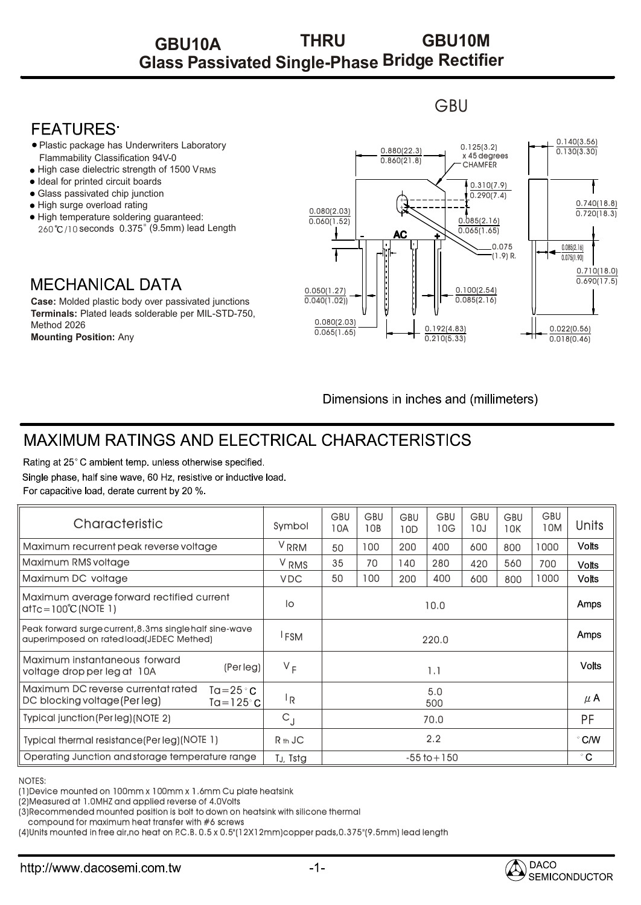# GBU10A THRU GBU10M
## Glass Passivated Single-Phase Bridge Rectifier

GBU

## FEATURES:

- Plastic package has Underwriters Laboratory Flammability Classification 94V-0
- High case dielectric strength of 1500 $V_{RMS}$
- Ideal for printed circuit boards
- Glass passivated chip junction
- High surge overload rating
- High temperature soldering guaranteed: 260℃/10 seconds 0.375" (9.5mm) lead Length

## MECHANICAL DATA

**Case:** Molded plastic body over passivated junctions
**Terminals:** Plated leads solderable per MIL-STD-750, Method 2026
**Mounting Position:** Any

Dimensions in inches and (millimeters)

## MAXIMUM RATINGS AND ELECTRICAL CHARACTERISTICS

Rating at 25° C ambient temp. unless otherwise specified.
Single phase, half sine wave, 60 Hz, resistive or inductive load.
For capacitive load, derate current by 20 %.

| Characteristic | Symbol | GBU 10A | GBU 10B | GBU 10D | GBU 10G | GBU 10J | GBU 10K | GBU 10M | Units |
|---|---|---|---|---|---|---|---|---|---|
| Maximum recurrent peak reverse voltage | $V_{RRM}$ | 50 | 100 | 200 | 400 | 600 | 800 | 1000 | Volts |
| Maximum RMS voltage | $V_{RMS}$ | 35 | 70 | 140 | 280 | 420 | 560 | 700 | Volts |
| Maximum DC voltage | VDC | 50 | 100 | 200 | 400 | 600 | 800 | 1000 | Volts |
| Maximum average forward rectified current at Tc=100℃ (NOTE 1) | Io | 10.0 | | | | | | | Amps |
| Peak forward surge current, 8.3ms single half sine-wave auperimposed on rated load (JEDEC Methed) | $I_{FSM}$ | 220.0 | | | | | | | Amps |
| Maximum instantaneous forward voltage drop per leg at 10A (Per leg) | $V_F$ | 1.1 | | | | | | | Volts |
| Maximum DC reverse current at rated DC blocking voltage (Per leg) Ta=25°C / Ta=125°C | $I_R$ | 5.0 / 500 | | | | | | | μA |
| Typical junction (Per leg) (NOTE 2) | $C_J$ | 70.0 | | | | | | | PF |
| Typical thermal resistance (Per leg) (NOTE 1) | R th JC | 2.2 | | | | | | | °C/W |
| Operating Junction and storage temperature range | TJ, Tstg | -55 to +150 | | | | | | | °C |

NOTES:
(1) Device mounted on 100mm x 100mm x 1.6mm Cu plate heatsink
(2) Measured at 1.0MHZ and applied reverse of 4.0Volts
(3) Recommended mounted position is bolt to down on heatsink with silicone thermal compound for maximum heat transfer with #6 screws
(4) Units mounted in free air, no heat on P.C.B. 0.5 x 0.5"(12X12mm) copper pads, 0.375"(9.5mm) lead length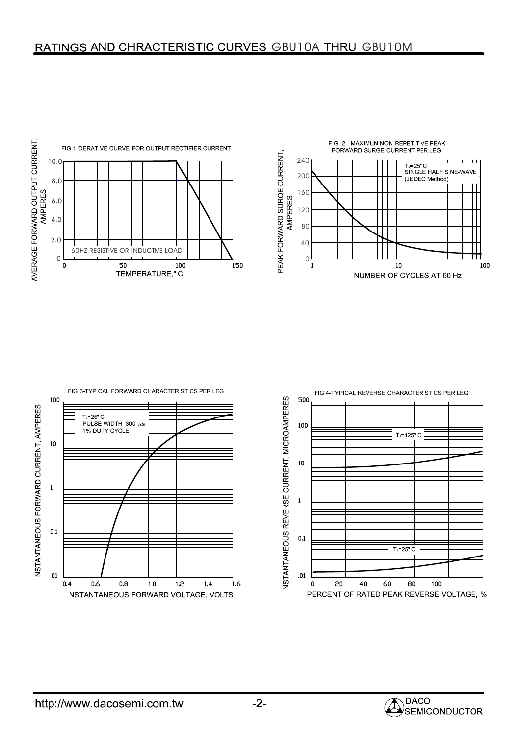# RATINGS AND CHRACTERISTIC CURVES GBU10A THRU GBU10M

FIG.1-DERATIVE CURVE FOR OUTPUT RECTIFIER CURRENT

AVERAGE FORWARD OUTPUT CURRENT, AMPERES

10.0
8.0
6.0
4.0
2.0
0

60HZ RESISTIVE OR INDUCTIVE LOAD

0
50
100
150

TEMPERATURE, °C

FIG. 2 - MAXIMUN NON-REPETITIVE PEAK FORWARD SURGE CURRENT PER LEG

PEAK FORWARD SURQE CURRENT, AMPERES

240
200
160
120
80
40
0

$T_J$=25°C
SINGLE HALF SINE-WAVE
(JEDEC Method)

1
10
100

NUMBER OF CYCLES AT 60 Hz

FIG.3-TYPICAL FORWARD CHARACTERISTICS PER LEG

INSTANTANEOUS FORWARD CURRENT, AMPERES

100
10
1
0.1
.01

$T_J$=25°C
PULSE WIDTH=300 $\mu$s
1% DUTY CYCLE

0.4
0.6
0.8
1.0
1.2
1.4
1.6

INSTANTANEOUS FORWARD VOLTAGE, VOLTS

FIG.4-TYPICAL REVERSE CHARACTERISTICS PER LEG

INSTANTANEOUS REVERSE CURRENT, MICROAMPERES

500
100
10
1
0.1
.01

$T_J$=125°C

$T_J$=25°C

0
20
40
60
80
100

PERCENT OF RATED PEAK REVERSE VOLTAGE, %